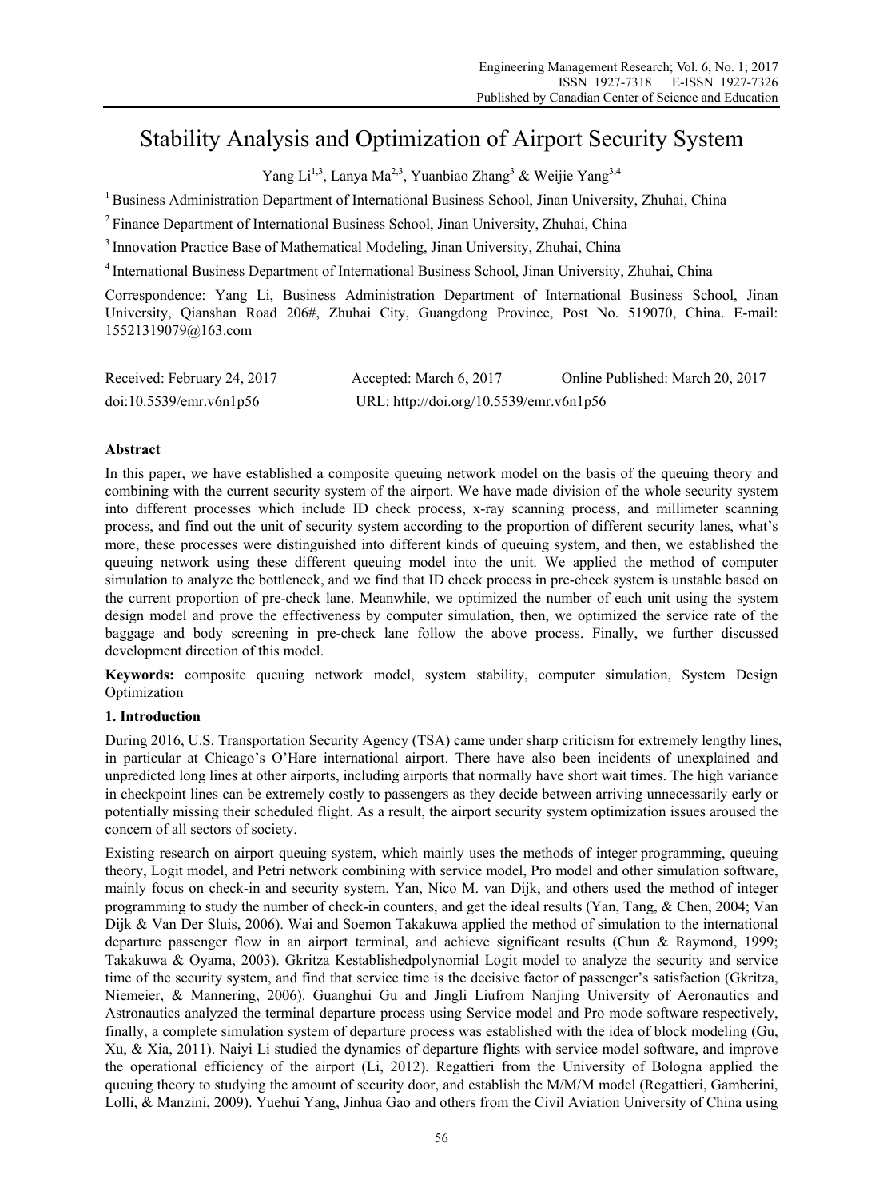# Stability Analysis and Optimization of Airport Security System

Yang Li[1,3], Lanya Ma[2,3], Yuanbiao Zhang[3] & Weijie Yang[3,4]

[1] Business Administration Department of International Business School, Jinan University, Zhuhai, China

[2] Finance Department of International Business School, Jinan University, Zhuhai, China

[3] Innovation Practice Base of Mathematical Modeling, Jinan University, Zhuhai, China

[4] International Business Department of International Business School, Jinan University, Zhuhai, China

Correspondence: Yang Li, Business Administration Department of International Business School, Jinan University, Qianshan Road 206#, Zhuhai City, Guangdong Province, Post No. 519070, China. E-mail: 15521319079@163.com

Received: February 24, 2017 Accepted: March 6, 2017 Online Published: March 20, 2017

doi:10.5539/emr.v6n1p56 URL: http://doi.org/10.5539/emr.v6n1p56

## Abstract

In this paper, we have established a composite queuing network model on the basis of the queuing theory and combining with the current security system of the airport. We have made division of the whole security system into different processes which include ID check process, x-ray scanning process, and millimeter scanning process, and find out the unit of security system according to the proportion of different security lanes, what's more, these processes were distinguished into different kinds of queuing system, and then, we established the queuing network using these different queuing model into the unit. We applied the method of computer simulation to analyze the bottleneck, and we find that ID check process in pre-check system is unstable based on the current proportion of pre-check lane. Meanwhile, we optimized the number of each unit using the system design model and prove the effectiveness by computer simulation, then, we optimized the service rate of the baggage and body screening in pre-check lane follow the above process. Finally, we further discussed development direction of this model.

**Keywords:** composite queuing network model, system stability, computer simulation, System Design Optimization

## 1. Introduction

During 2016, U.S. Transportation Security Agency (TSA) came under sharp criticism for extremely lengthy lines, in particular at Chicago's O'Hare international airport. There have also been incidents of unexplained and unpredicted long lines at other airports, including airports that normally have short wait times. The high variance in checkpoint lines can be extremely costly to passengers as they decide between arriving unnecessarily early or potentially missing their scheduled flight. As a result, the airport security system optimization issues aroused the concern of all sectors of society.

Existing research on airport queuing system, which mainly uses the methods of integer programming, queuing theory, Logit model, and Petri network combining with service model, Pro model and other simulation software, mainly focus on check-in and security system. Yan, Nico M. van Dijk, and others used the method of integer programming to study the number of check-in counters, and get the ideal results (Yan, Tang, & Chen, 2004; Van Dijk & Van Der Sluis, 2006). Wai and Soemon Takakuwa applied the method of simulation to the international departure passenger flow in an airport terminal, and achieve significant results (Chun & Raymond, 1999; Takakuwa & Oyama, 2003). Gkritza Kestablishedpolynomial Logit model to analyze the security and service time of the security system, and find that service time is the decisive factor of passenger's satisfaction (Gkritza, Niemeier, & Mannering, 2006). Guanghui Gu and Jingli Liufrom Nanjing University of Aeronautics and Astronautics analyzed the terminal departure process using Service model and Pro mode software respectively, finally, a complete simulation system of departure process was established with the idea of block modeling (Gu, Xu, & Xia, 2011). Naiyi Li studied the dynamics of departure flights with service model software, and improve the operational efficiency of the airport (Li, 2012). Regattieri from the University of Bologna applied the queuing theory to studying the amount of security door, and establish the M/M/M model (Regattieri, Gamberini, Lolli, & Manzini, 2009). Yuehui Yang, Jinhua Gao and others from the Civil Aviation University of China using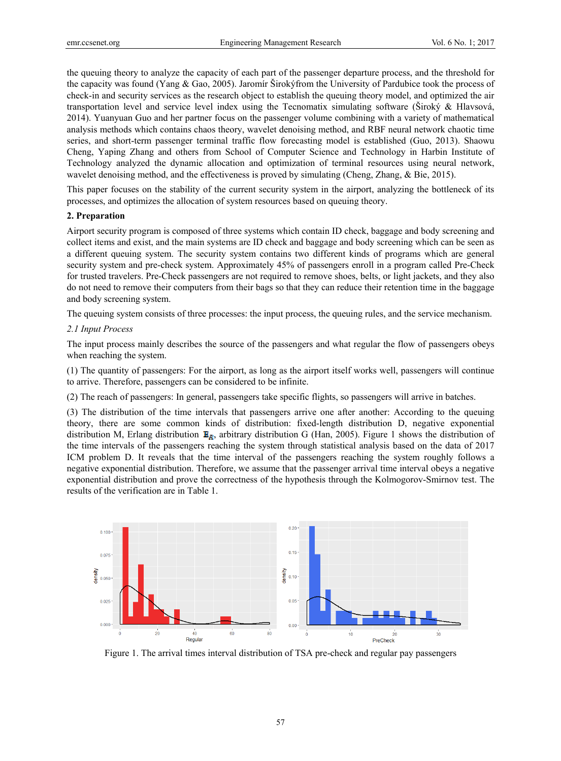the queuing theory to analyze the capacity of each part of the passenger departure process, and the threshold for the capacity was found (Yang & Gao, 2005). Jaromír Širokýfrom the University of Pardubice took the process of check-in and security services as the research object to establish the queuing theory model, and optimized the air transportation level and service level index using the Tecnomatix simulating software (Široký & Hlavsová, 2014). Yuanyuan Guo and her partner focus on the passenger volume combining with a variety of mathematical analysis methods which contains chaos theory, wavelet denoising method, and RBF neural network chaotic time series, and short-term passenger terminal traffic flow forecasting model is established (Guo, 2013). Shaowu Cheng, Yaping Zhang and others from School of Computer Science and Technology in Harbin Institute of Technology analyzed the dynamic allocation and optimization of terminal resources using neural network, wavelet denoising method, and the effectiveness is proved by simulating (Cheng, Zhang, & Bie, 2015).

This paper focuses on the stability of the current security system in the airport, analyzing the bottleneck of its processes, and optimizes the allocation of system resources based on queuing theory.

## 2. Preparation

Airport security program is composed of three systems which contain ID check, baggage and body screening and collect items and exist, and the main systems are ID check and baggage and body screening which can be seen as a different queuing system. The security system contains two different kinds of programs which are general security system and pre-check system. Approximately 45% of passengers enroll in a program called Pre-Check for trusted travelers. Pre-Check passengers are not required to remove shoes, belts, or light jackets, and they also do not need to remove their computers from their bags so that they can reduce their retention time in the baggage and body screening system.

The queuing system consists of three processes: the input process, the queuing rules, and the service mechanism.

### *2.1 Input Process*

The input process mainly describes the source of the passengers and what regular the flow of passengers obeys when reaching the system.

(1) The quantity of passengers: For the airport, as long as the airport itself works well, passengers will continue to arrive. Therefore, passengers can be considered to be infinite.

(2) The reach of passengers: In general, passengers take specific flights, so passengers will arrive in batches.

(3) The distribution of the time intervals that passengers arrive one after another: According to the queuing theory, there are some common kinds of distribution: fixed-length distribution D, negative exponential distribution M, Erlang distribution $E_K$, arbitrary distribution G (Han, 2005). Figure 1 shows the distribution of the time intervals of the passengers reaching the system through statistical analysis based on the data of 2017 ICM problem D. It reveals that the time interval of the passengers reaching the system roughly follows a negative exponential distribution. Therefore, we assume that the passenger arrival time interval obeys a negative exponential distribution and prove the correctness of the hypothesis through the Kolmogorov-Smirnov test. The results of the verification are in Table 1.

Figure 1. The arrival times interval distribution of TSA pre-check and regular pay passengers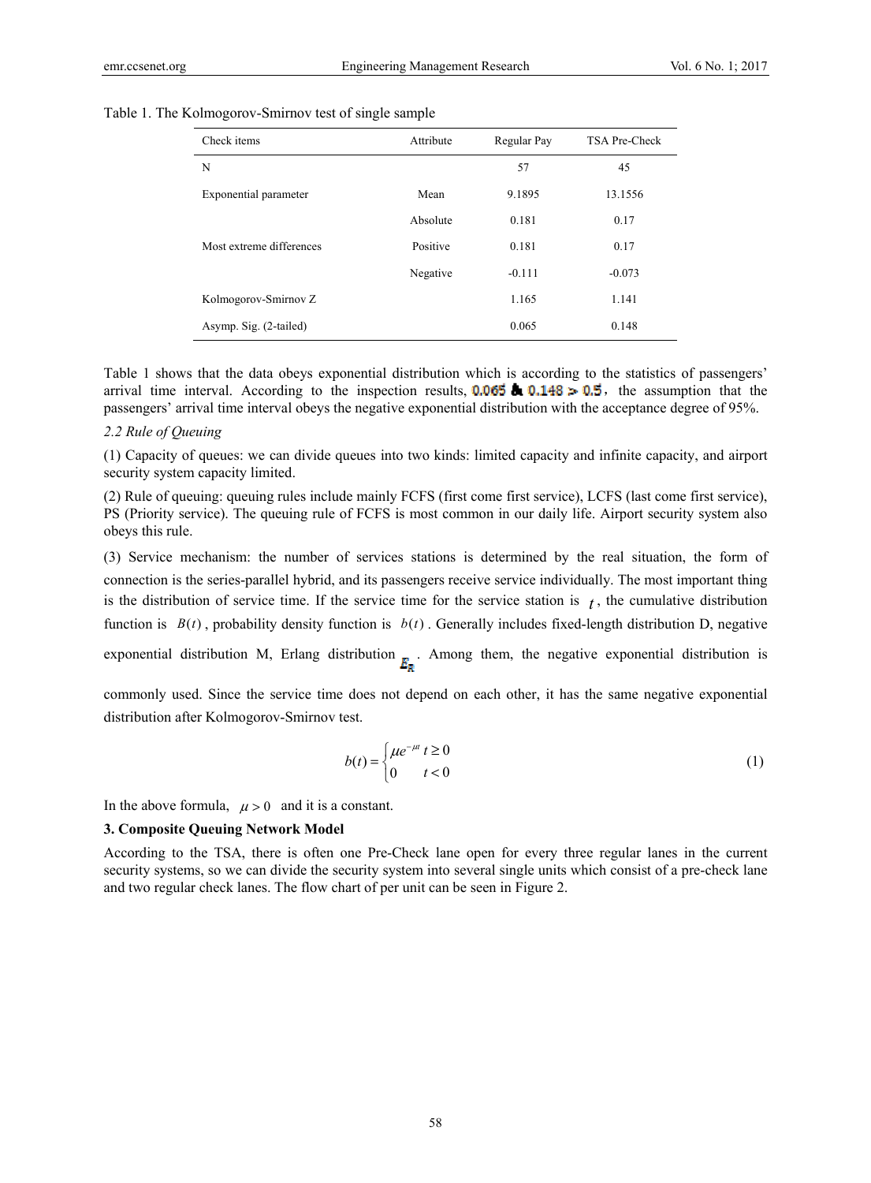Table 1. The Kolmogorov-Smirnov test of single sample

| Check items | Attribute | Regular Pay | TSA Pre-Check |
|---|---|---|---|
| N | | 57 | 45 |
| Exponential parameter | Mean | 9.1895 | 13.1556 |
| | Absolute | 0.181 | 0.17 |
| Most extreme differences | Positive | 0.181 | 0.17 |
| | Negative | -0.111 | -0.073 |
| Kolmogorov-Smirnov Z | | 1.165 | 1.141 |
| Asymp. Sig. (2-tailed) | | 0.065 | 0.148 |

Table 1 shows that the data obeys exponential distribution which is according to the statistics of passengers' arrival time interval. According to the inspection results, 0.065 & 0.148 > 0.5, the assumption that the passengers' arrival time interval obeys the negative exponential distribution with the acceptance degree of 95%.

### 2.2 Rule of Queuing

(1) Capacity of queues: we can divide queues into two kinds: limited capacity and infinite capacity, and airport security system capacity limited.

(2) Rule of queuing: queuing rules include mainly FCFS (first come first service), LCFS (last come first service), PS (Priority service). The queuing rule of FCFS is most common in our daily life. Airport security system also obeys this rule.

(3) Service mechanism: the number of services stations is determined by the real situation, the form of connection is the series-parallel hybrid, and its passengers receive service individually. The most important thing is the distribution of service time. If the service time for the service station is $t$, the cumulative distribution function is $B(t)$, probability density function is $b(t)$. Generally includes fixed-length distribution D, negative exponential distribution M, Erlang distribution $E_R$. Among them, the negative exponential distribution is commonly used. Since the service time does not depend on each other, it has the same negative exponential distribution after Kolmogorov-Smirnov test.

$$b(t) = \begin{cases} \mu e^{-\mu t} & t \geq 0 \\ 0 & t < 0 \end{cases} \tag{1}$$

In the above formula, $\mu > 0$ and it is a constant.

## 3. Composite Queuing Network Model

According to the TSA, there is often one Pre-Check lane open for every three regular lanes in the current security systems, so we can divide the security system into several single units which consist of a pre-check lane and two regular check lanes. The flow chart of per unit can be seen in Figure 2.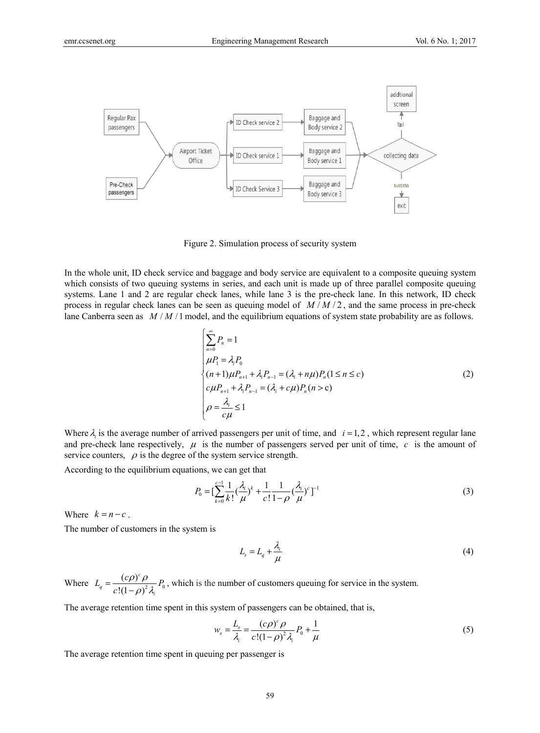Figure 2. Simulation process of security system

In the whole unit, ID check service and baggage and body service are equivalent to a composite queuing system which consists of two queuing systems in series, and each unit is made up of three parallel composite queuing systems. Lane 1 and 2 are regular check lanes, while lane 3 is the pre-check lane. In this network, ID check process in regular check lanes can be seen as queuing model of $M/M/2$, and the same process in pre-check lane Canberra seen as $M/M/1$ model, and the equilibrium equations of system state probability are as follows.

$$
\begin{cases}
\sum_{n=0}^{\infty} P_n = 1 \\
\mu P_1 = \lambda_i P_0 \\
(n+1)\mu P_{n+1} + \lambda_i P_{n-1} = (\lambda_i + n\mu)P_n (1 \le n \le c) \\
c\mu P_{n+1} + \lambda_i P_{n-1} = (\lambda_i + c\mu)P_n (n > \mathrm{c}) \\
\rho = \dfrac{\lambda_i}{c\mu} \le 1
\end{cases}
\tag{2}
$$

Where $\lambda_i$ is the average number of arrived passengers per unit of time, and $i = 1,2$, which represent regular lane and pre-check lane respectively, $\mu$ is the number of passengers served per unit of time, $c$ is the amount of service counters, $\rho$ is the degree of the system service strength.

According to the equilibrium equations, we can get that

$$
P_0 = [\sum_{k=0}^{c-1} \frac{1}{k!}(\frac{\lambda_i}{\mu})^k + \frac{1}{c!}\frac{1}{1-\rho}(\frac{\lambda_i}{\mu})^c]^{-1}
\tag{3}
$$

Where $k = n - c$.

The number of customers in the system is

$$
L_s = L_q + \frac{\lambda_i}{\mu}
\tag{4}
$$

Where $L_q = \dfrac{(c\rho)^c \rho}{c!(1-\rho)^2 \lambda_i} P_0$, which is the number of customers queuing for service in the system.

The average retention time spent in this system of passengers can be obtained, that is,

$$
w_s = \frac{L_s}{\lambda_i} = \frac{(c\rho)^c \rho}{c!(1-\rho)^2 \lambda_i} P_0 + \frac{1}{\mu}
\tag{5}
$$

The average retention time spent in queuing per passenger is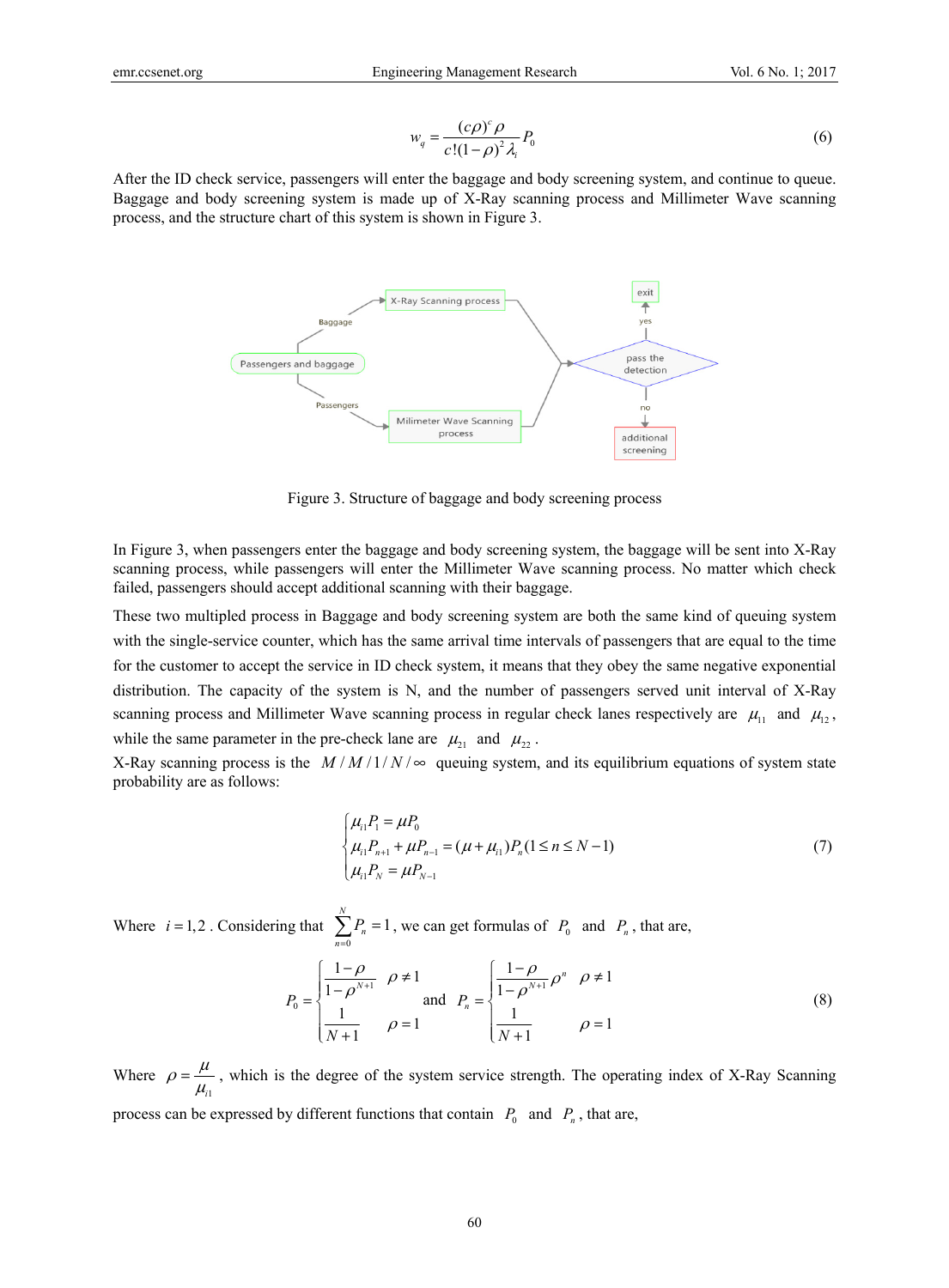$$w_q = \frac{(c\rho)^c \rho}{c!(1-\rho)^2 \lambda_i} P_0 \tag{6}$$

After the ID check service, passengers will enter the baggage and body screening system, and continue to queue. Baggage and body screening system is made up of X-Ray scanning process and Millimeter Wave scanning process, and the structure chart of this system is shown in Figure 3.

Figure 3. Structure of baggage and body screening process

In Figure 3, when passengers enter the baggage and body screening system, the baggage will be sent into X-Ray scanning process, while passengers will enter the Millimeter Wave scanning process. No matter which check failed, passengers should accept additional scanning with their baggage.

These two multipled process in Baggage and body screening system are both the same kind of queuing system with the single-service counter, which has the same arrival time intervals of passengers that are equal to the time for the customer to accept the service in ID check system, it means that they obey the same negative exponential distribution. The capacity of the system is N, and the number of passengers served unit interval of X-Ray scanning process and Millimeter Wave scanning process in regular check lanes respectively are $\mu_{11}$ and $\mu_{12}$, while the same parameter in the pre-check lane are $\mu_{21}$ and $\mu_{22}$.

X-Ray scanning process is the $M/M/1/N/\infty$ queuing system, and its equilibrium equations of system state probability are as follows:

$$\begin{cases} \mu_{i1} P_1 = \mu P_0 \\ \mu_{i1} P_{n+1} + \mu P_{n-1} = (\mu + \mu_{i1}) P_n (1 \le n \le N-1) \\ \mu_{i1} P_N = \mu P_{N-1} \end{cases} \tag{7}$$

Where $i = 1,2$. Considering that $\sum_{n=0}^{N} P_n = 1$, we can get formulas of $P_0$ and $P_n$, that are,

$$P_0 = \begin{cases} \dfrac{1-\rho}{1-\rho^{N+1}} & \rho \ne 1 \\ \dfrac{1}{N+1} & \rho = 1 \end{cases} \quad \text{and} \quad P_n = \begin{cases} \dfrac{1-\rho}{1-\rho^{N+1}} \rho^n & \rho \ne 1 \\ \dfrac{1}{N+1} & \rho = 1 \end{cases} \tag{8}$$

Where $\rho = \dfrac{\mu}{\mu_{i1}}$, which is the degree of the system service strength. The operating index of X-Ray Scanning process can be expressed by different functions that contain $P_0$ and $P_n$, that are,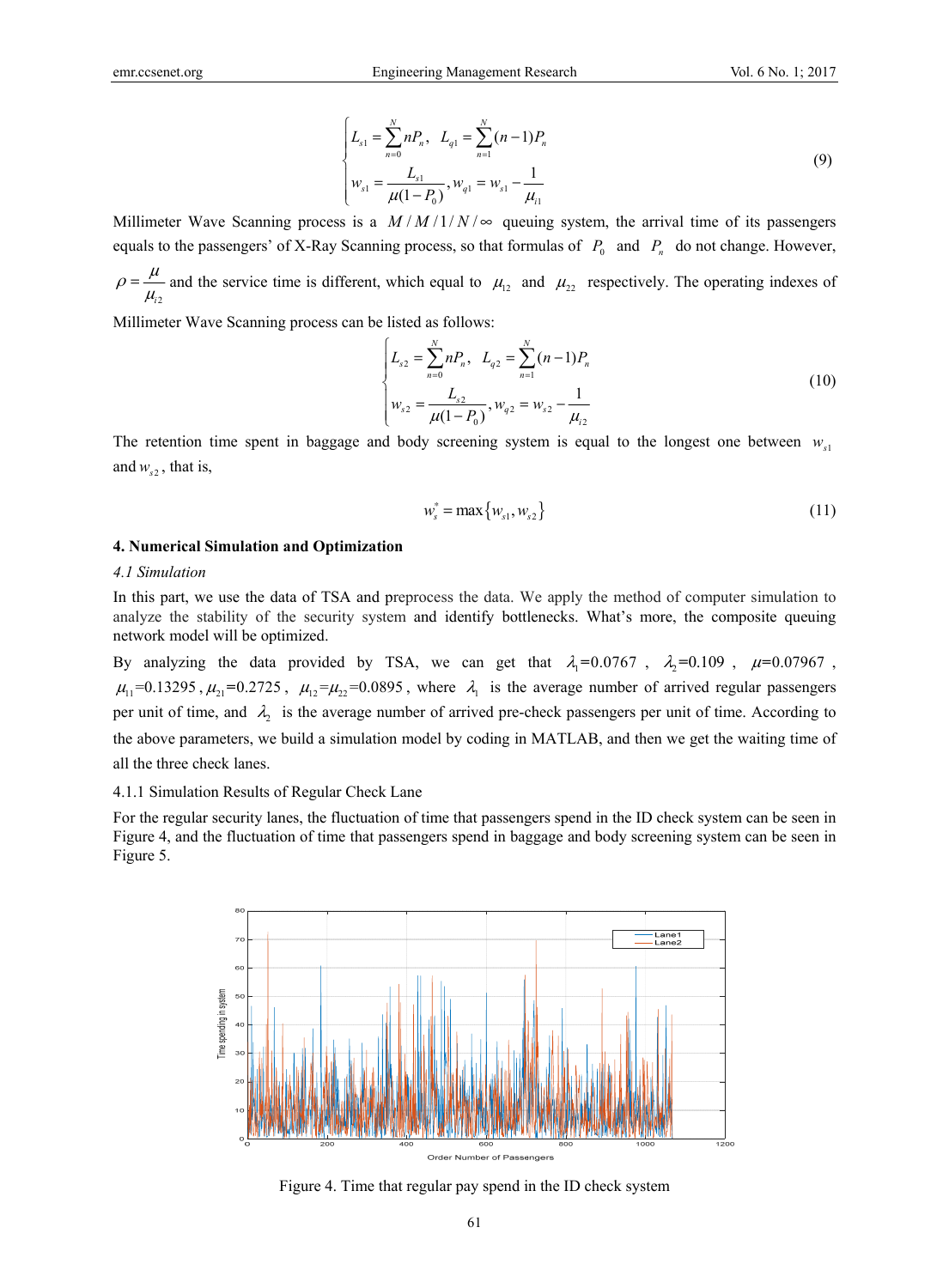$$\begin{cases} L_{s1} = \sum_{n=0}^{N} nP_n, \quad L_{q1} = \sum_{n=1}^{N} (n-1)P_n \\ w_{s1} = \dfrac{L_{s1}}{\mu(1-P_0)}, w_{q1} = w_{s1} - \dfrac{1}{\mu_{i1}} \end{cases} \tag{9}$$

Millimeter Wave Scanning process is a $M/M/1/N/\infty$ queuing system, the arrival time of its passengers equals to the passengers' of X-Ray Scanning process, so that formulas of $P_0$ and $P_n$ do not change. However, $\rho = \dfrac{\mu}{\mu_{i2}}$ and the service time is different, which equal to $\mu_{12}$ and $\mu_{22}$ respectively. The operating indexes of Millimeter Wave Scanning process can be listed as follows:

$$\begin{cases} L_{s2} = \sum_{n=0}^{N} nP_n, \quad L_{q2} = \sum_{n=1}^{N} (n-1)P_n \\ w_{s2} = \dfrac{L_{s2}}{\mu(1-P_0)}, w_{q2} = w_{s2} - \dfrac{1}{\mu_{i2}} \end{cases} \tag{10}$$

The retention time spent in baggage and body screening system is equal to the longest one between $w_{s1}$ and $w_{s2}$, that is,

$$w_s^* = \max\{w_{s1}, w_{s2}\} \tag{11}$$

## 4. Numerical Simulation and Optimization

### 4.1 Simulation

In this part, we use the data of TSA and preprocess the data. We apply the method of computer simulation to analyze the stability of the security system and identify bottlenecks. What's more, the composite queuing network model will be optimized.

By analyzing the data provided by TSA, we can get that $\lambda_1$=0.0767, $\lambda_2$=0.109, $\mu$=0.07967, $\mu_{11}$=0.13295, $\mu_{21}$=0.2725, $\mu_{12}$=$\mu_{22}$=0.0895, where $\lambda_1$ is the average number of arrived regular passengers per unit of time, and $\lambda_2$ is the average number of arrived pre-check passengers per unit of time. According to the above parameters, we build a simulation model by coding in MATLAB, and then we get the waiting time of all the three check lanes.

#### 4.1.1 Simulation Results of Regular Check Lane

For the regular security lanes, the fluctuation of time that passengers spend in the ID check system can be seen in Figure 4, and the fluctuation of time that passengers spend in baggage and body screening system can be seen in Figure 5.

Figure 4. Time that regular pay spend in the ID check system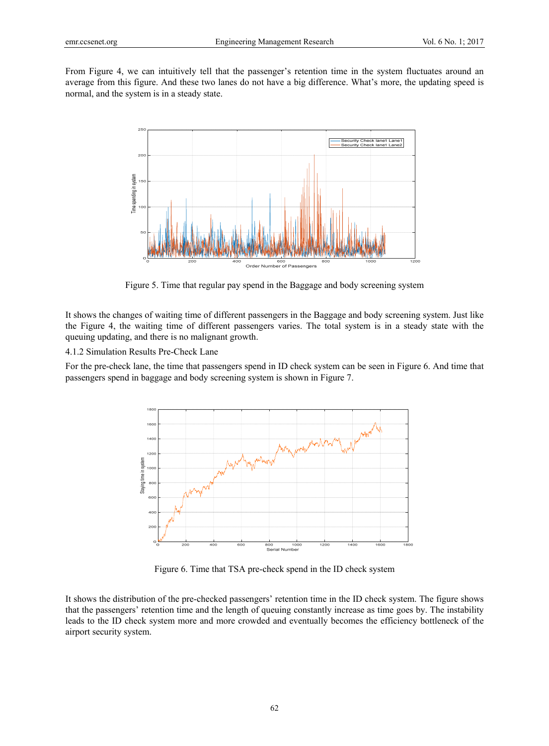From Figure 4, we can intuitively tell that the passenger's retention time in the system fluctuates around an average from this figure. And these two lanes do not have a big difference. What's more, the updating speed is normal, and the system is in a steady state.

Figure 5. Time that regular pay spend in the Baggage and body screening system

It shows the changes of waiting time of different passengers in the Baggage and body screening system. Just like the Figure 4, the waiting time of different passengers varies. The total system is in a steady state with the queuing updating, and there is no malignant growth.

4.1.2 Simulation Results Pre-Check Lane

For the pre-check lane, the time that passengers spend in ID check system can be seen in Figure 6. And time that passengers spend in baggage and body screening system is shown in Figure 7.

Figure 6. Time that TSA pre-check spend in the ID check system

It shows the distribution of the pre-checked passengers' retention time in the ID check system. The figure shows that the passengers' retention time and the length of queuing constantly increase as time goes by. The instability leads to the ID check system more and more crowded and eventually becomes the efficiency bottleneck of the airport security system.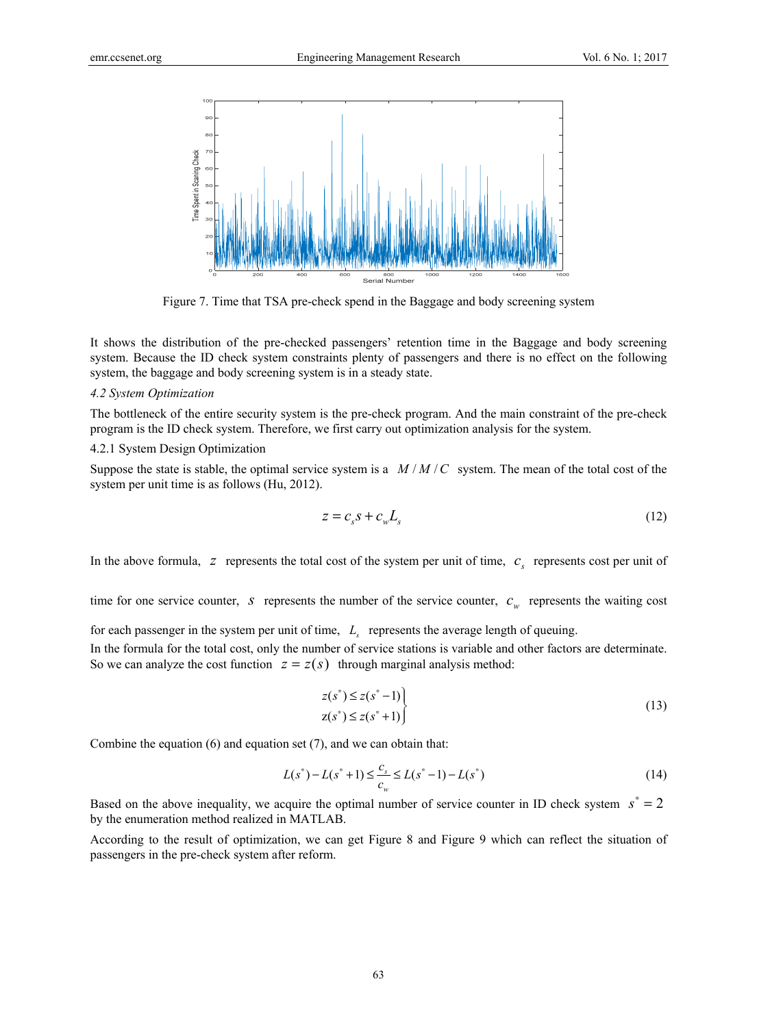Figure 7. Time that TSA pre-check spend in the Baggage and body screening system

It shows the distribution of the pre-checked passengers' retention time in the Baggage and body screening system. Because the ID check system constraints plenty of passengers and there is no effect on the following system, the baggage and body screening system is in a steady state.

### *4.2 System Optimization*

The bottleneck of the entire security system is the pre-check program. And the main constraint of the pre-check program is the ID check system. Therefore, we first carry out optimization analysis for the system.

#### 4.2.1 System Design Optimization

Suppose the state is stable, the optimal service system is a $M/M/C$ system. The mean of the total cost of the system per unit time is as follows (Hu, 2012).

$$z = c_s s + c_w L_s \tag{12}$$

In the above formula, $z$ represents the total cost of the system per unit of time, $c_s$ represents cost per unit of time for one service counter, $s$ represents the number of the service counter, $c_w$ represents the waiting cost for each passenger in the system per unit of time, $L_s$ represents the average length of queuing.

In the formula for the total cost, only the number of service stations is variable and other factors are determinate. So we can analyze the cost function $z = z(s)$ through marginal analysis method:

$$\left.\begin{aligned} z(s^*) &\le z(s^*-1) \\ z(s^*) &\le z(s^*+1) \end{aligned}\right\} \tag{13}$$

Combine the equation (6) and equation set (7), and we can obtain that:

$$L(s^*) - L(s^*+1) \le \frac{c_s}{c_w} \le L(s^*-1) - L(s^*) \tag{14}$$

Based on the above inequality, we acquire the optimal number of service counter in ID check system $s^* = 2$ by the enumeration method realized in MATLAB.

According to the result of optimization, we can get Figure 8 and Figure 9 which can reflect the situation of passengers in the pre-check system after reform.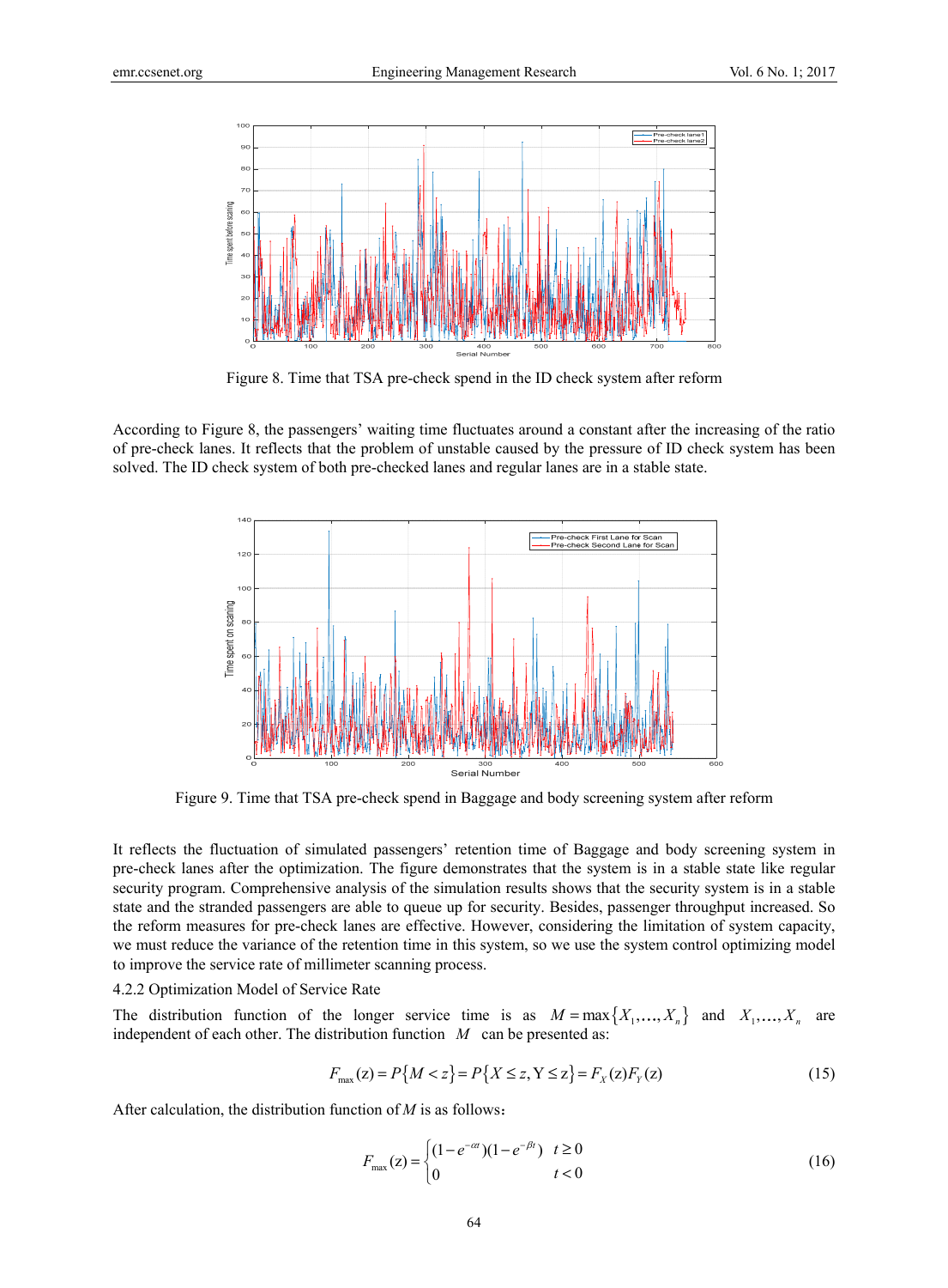Figure 8. Time that TSA pre-check spend in the ID check system after reform

According to Figure 8, the passengers' waiting time fluctuates around a constant after the increasing of the ratio of pre-check lanes. It reflects that the problem of unstable caused by the pressure of ID check system has been solved. The ID check system of both pre-checked lanes and regular lanes are in a stable state.

Figure 9. Time that TSA pre-check spend in Baggage and body screening system after reform

It reflects the fluctuation of simulated passengers' retention time of Baggage and body screening system in pre-check lanes after the optimization. The figure demonstrates that the system is in a stable state like regular security program. Comprehensive analysis of the simulation results shows that the security system is in a stable state and the stranded passengers are able to queue up for security. Besides, passenger throughput increased. So the reform measures for pre-check lanes are effective. However, considering the limitation of system capacity, we must reduce the variance of the retention time in this system, so we use the system control optimizing model to improve the service rate of millimeter scanning process.

4.2.2 Optimization Model of Service Rate

The distribution function of the longer service time is as $M = \max\{X_1, \ldots, X_n\}$ and $X_1, \ldots, X_n$ are independent of each other. The distribution function $M$ can be presented as:

$$F_{\max}(z) = P\{M < z\} = P\{X \le z, Y \le z\} = F_X(z)F_Y(z) \tag{15}$$

After calculation, the distribution function of $M$ is as follows：

$$F_{\max}(z) = \begin{cases} (1 - e^{-\alpha t})(1 - e^{-\beta t}) & t \ge 0 \\ 0 & t < 0 \end{cases} \tag{16}$$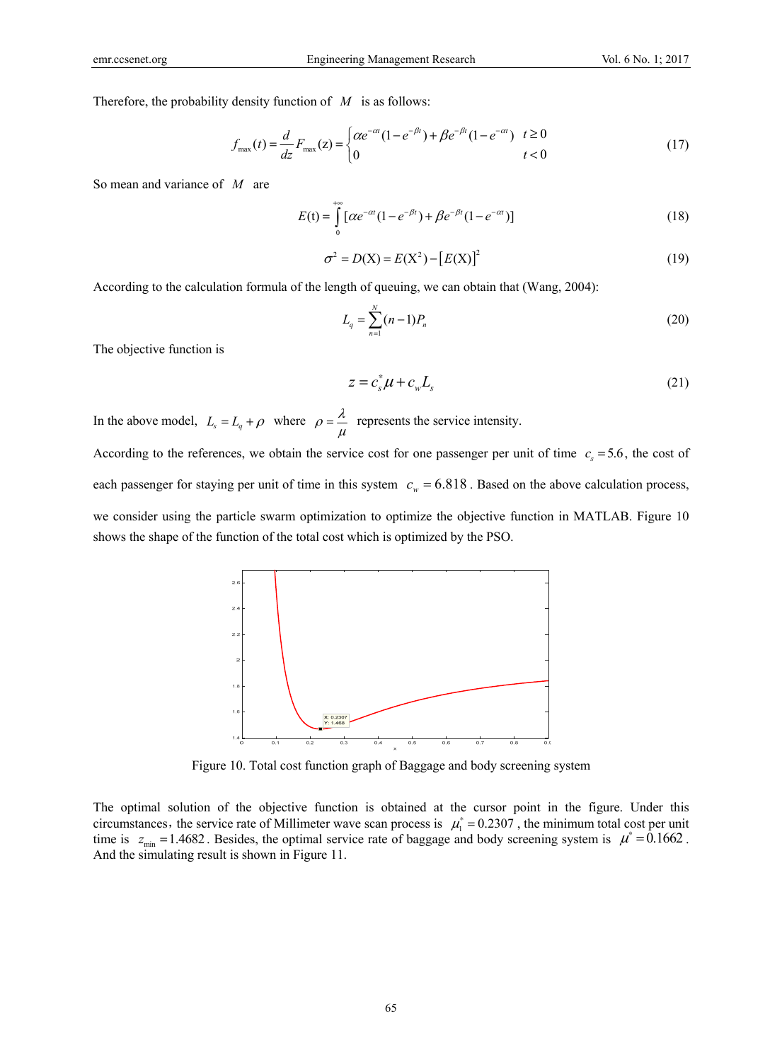Therefore, the probability density function of $M$ is as follows:

$$f_{\max}(t) = \frac{d}{dz}F_{\max}(\mathrm{z}) = \begin{cases} \alpha e^{-\alpha t}(1-e^{-\beta t}) + \beta e^{-\beta t}(1-e^{-\alpha t}) & t \geq 0 \\ 0 & t < 0 \end{cases} \tag{17}$$

So mean and variance of $M$ are

$$E(\mathrm{t}) = \int_0^{+\infty} [\alpha e^{-\alpha t}(1-e^{-\beta t}) + \beta e^{-\beta t}(1-e^{-\alpha t})] \tag{18}$$

$$\sigma^2 = D(\mathrm{X}) = E(\mathrm{X}^2) - [E(\mathrm{X})]^2 \tag{19}$$

According to the calculation formula of the length of queuing, we can obtain that (Wang, 2004):

$$L_q = \sum_{n=1}^{N}(n-1)P_n \tag{20}$$

The objective function is

$$z = c_s^* \mu + c_w L_s \tag{21}$$

In the above model, $L_s = L_q + \rho$ where $\rho = \dfrac{\lambda}{\mu}$ represents the service intensity.

According to the references, we obtain the service cost for one passenger per unit of time $c_s = 5.6$, the cost of each passenger for staying per unit of time in this system $c_w = 6.818$. Based on the above calculation process, we consider using the particle swarm optimization to optimize the objective function in MATLAB. Figure 10 shows the shape of the function of the total cost which is optimized by the PSO.

Figure 10. Total cost function graph of Baggage and body screening system

The optimal solution of the objective function is obtained at the cursor point in the figure. Under this circumstances，the service rate of Millimeter wave scan process is $\mu_1^* = 0.2307$, the minimum total cost per unit time is $z_{\min} = 1.4682$. Besides, the optimal service rate of baggage and body screening system is $\mu^* = 0.1662$. And the simulating result is shown in Figure 11.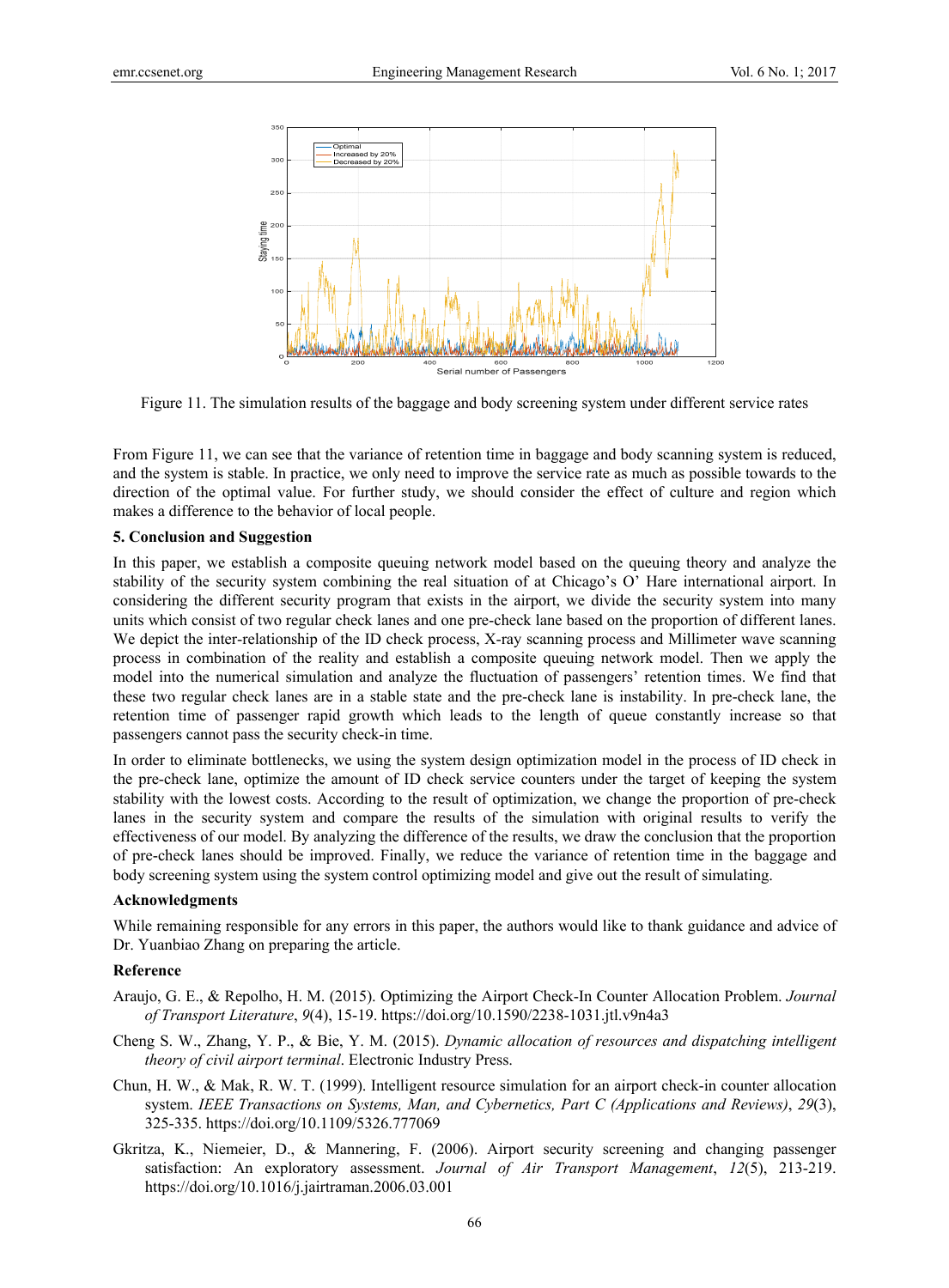350
300
250
200
150
100
50
0
Staying time
0 200 400 600 800 1000 1200
Serial number of Passengers
Optimal
Increased by 20%
Decreased by 20%

Figure 11. The simulation results of the baggage and body screening system under different service rates

From Figure 11, we can see that the variance of retention time in baggage and body scanning system is reduced, and the system is stable. In practice, we only need to improve the service rate as much as possible towards to the direction of the optimal value. For further study, we should consider the effect of culture and region which makes a difference to the behavior of local people.

## 5. Conclusion and Suggestion

In this paper, we establish a composite queuing network model based on the queuing theory and analyze the stability of the security system combining the real situation of at Chicago's O' Hare international airport. In considering the different security program that exists in the airport, we divide the security system into many units which consist of two regular check lanes and one pre-check lane based on the proportion of different lanes. We depict the inter-relationship of the ID check process, X-ray scanning process and Millimeter wave scanning process in combination of the reality and establish a composite queuing network model. Then we apply the model into the numerical simulation and analyze the fluctuation of passengers' retention times. We find that these two regular check lanes are in a stable state and the pre-check lane is instability. In pre-check lane, the retention time of passenger rapid growth which leads to the length of queue constantly increase so that passengers cannot pass the security check-in time.

In order to eliminate bottlenecks, we using the system design optimization model in the process of ID check in the pre-check lane, optimize the amount of ID check service counters under the target of keeping the system stability with the lowest costs. According to the result of optimization, we change the proportion of pre-check lanes in the security system and compare the results of the simulation with original results to verify the effectiveness of our model. By analyzing the difference of the results, we draw the conclusion that the proportion of pre-check lanes should be improved. Finally, we reduce the variance of retention time in the baggage and body screening system using the system control optimizing model and give out the result of simulating.

## Acknowledgments

While remaining responsible for any errors in this paper, the authors would like to thank guidance and advice of Dr. Yuanbiao Zhang on preparing the article.

## Reference

Araujo, G. E., & Repolho, H. M. (2015). Optimizing the Airport Check-In Counter Allocation Problem. *Journal of Transport Literature*, *9*(4), 15-19. https://doi.org/10.1590/2238-1031.jtl.v9n4a3

Cheng S. W., Zhang, Y. P., & Bie, Y. M. (2015). *Dynamic allocation of resources and dispatching intelligent theory of civil airport terminal*. Electronic Industry Press.

Chun, H. W., & Mak, R. W. T. (1999). Intelligent resource simulation for an airport check-in counter allocation system. *IEEE Transactions on Systems, Man, and Cybernetics, Part C (Applications and Reviews)*, *29*(3), 325-335. https://doi.org/10.1109/5326.777069

Gkritza, K., Niemeier, D., & Mannering, F. (2006). Airport security screening and changing passenger satisfaction: An exploratory assessment. *Journal of Air Transport Management*, *12*(5), 213-219. https://doi.org/10.1016/j.jairtraman.2006.03.001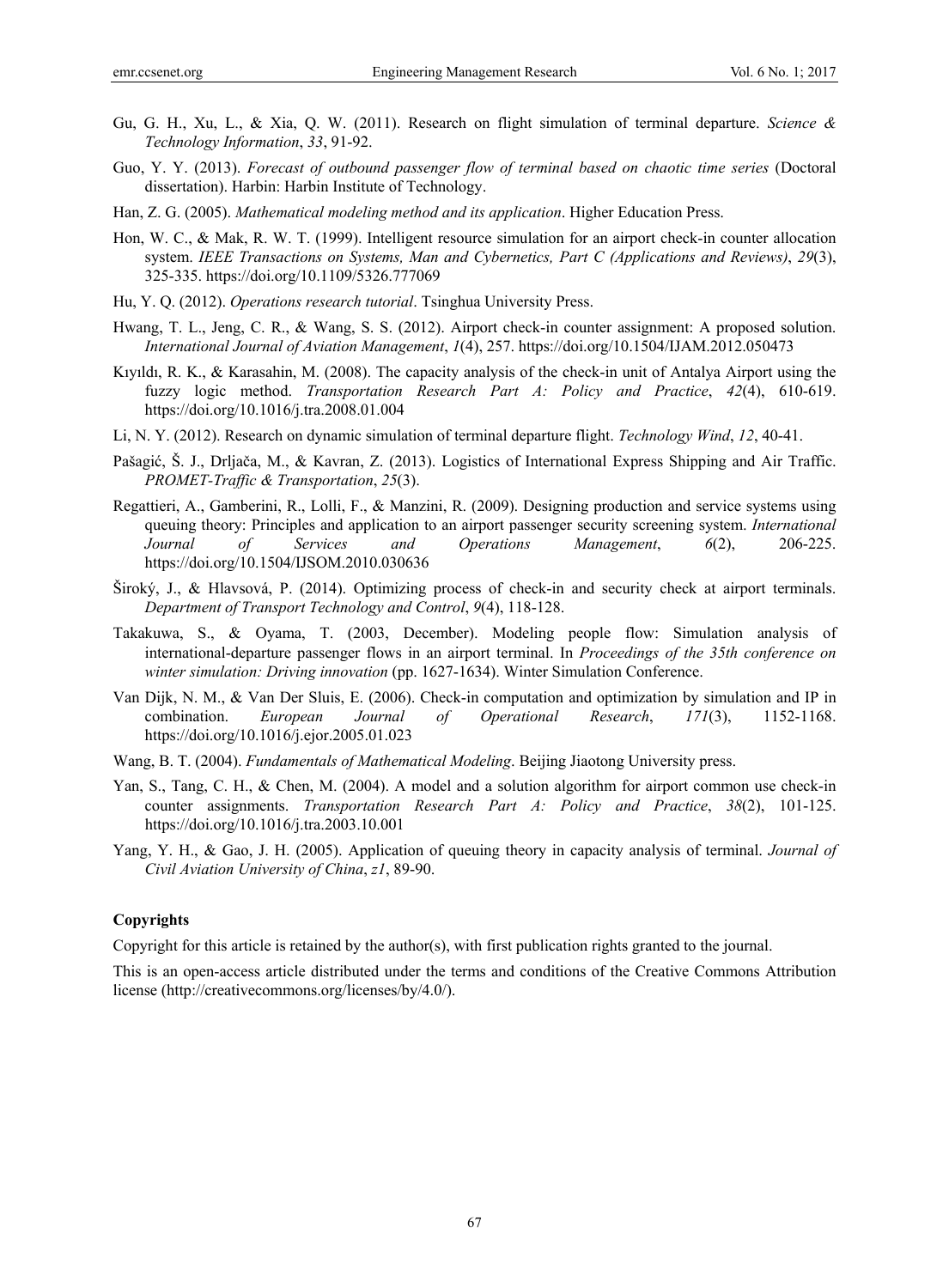Gu, G. H., Xu, L., & Xia, Q. W. (2011). Research on flight simulation of terminal departure. *Science & Technology Information*, *33*, 91-92.

Guo, Y. Y. (2013). *Forecast of outbound passenger flow of terminal based on chaotic time series* (Doctoral dissertation). Harbin: Harbin Institute of Technology.

Han, Z. G. (2005). *Mathematical modeling method and its application*. Higher Education Press.

Hon, W. C., & Mak, R. W. T. (1999). Intelligent resource simulation for an airport check-in counter allocation system. *IEEE Transactions on Systems, Man and Cybernetics, Part C (Applications and Reviews)*, *29*(3), 325-335. https://doi.org/10.1109/5326.777069

Hu, Y. Q. (2012). *Operations research tutorial*. Tsinghua University Press.

Hwang, T. L., Jeng, C. R., & Wang, S. S. (2012). Airport check-in counter assignment: A proposed solution. *International Journal of Aviation Management*, *1*(4), 257. https://doi.org/10.1504/IJAM.2012.050473

Kıyıldı, R. K., & Karasahin, M. (2008). The capacity analysis of the check-in unit of Antalya Airport using the fuzzy logic method. *Transportation Research Part A: Policy and Practice*, *42*(4), 610-619. https://doi.org/10.1016/j.tra.2008.01.004

Li, N. Y. (2012). Research on dynamic simulation of terminal departure flight. *Technology Wind*, *12*, 40-41.

Pašagić, Š. J., Drljača, M., & Kavran, Z. (2013). Logistics of International Express Shipping and Air Traffic. *PROMET-Traffic & Transportation*, *25*(3).

Regattieri, A., Gamberini, R., Lolli, F., & Manzini, R. (2009). Designing production and service systems using queuing theory: Principles and application to an airport passenger security screening system. *International Journal of Services and Operations Management*, *6*(2), 206-225. https://doi.org/10.1504/IJSOM.2010.030636

Široký, J., & Hlavsová, P. (2014). Optimizing process of check-in and security check at airport terminals. *Department of Transport Technology and Control*, *9*(4), 118-128.

Takakuwa, S., & Oyama, T. (2003, December). Modeling people flow: Simulation analysis of international-departure passenger flows in an airport terminal. In *Proceedings of the 35th conference on winter simulation: Driving innovation* (pp. 1627-1634). Winter Simulation Conference.

Van Dijk, N. M., & Van Der Sluis, E. (2006). Check-in computation and optimization by simulation and IP in combination. *European Journal of Operational Research*, *171*(3), 1152-1168. https://doi.org/10.1016/j.ejor.2005.01.023

Wang, B. T. (2004). *Fundamentals of Mathematical Modeling*. Beijing Jiaotong University press.

Yan, S., Tang, C. H., & Chen, M. (2004). A model and a solution algorithm for airport common use check-in counter assignments. *Transportation Research Part A: Policy and Practice*, *38*(2), 101-125. https://doi.org/10.1016/j.tra.2003.10.001

Yang, Y. H., & Gao, J. H. (2005). Application of queuing theory in capacity analysis of terminal. *Journal of Civil Aviation University of China*, *z1*, 89-90.

**Copyrights**

Copyright for this article is retained by the author(s), with first publication rights granted to the journal.

This is an open-access article distributed under the terms and conditions of the Creative Commons Attribution license (http://creativecommons.org/licenses/by/4.0/).